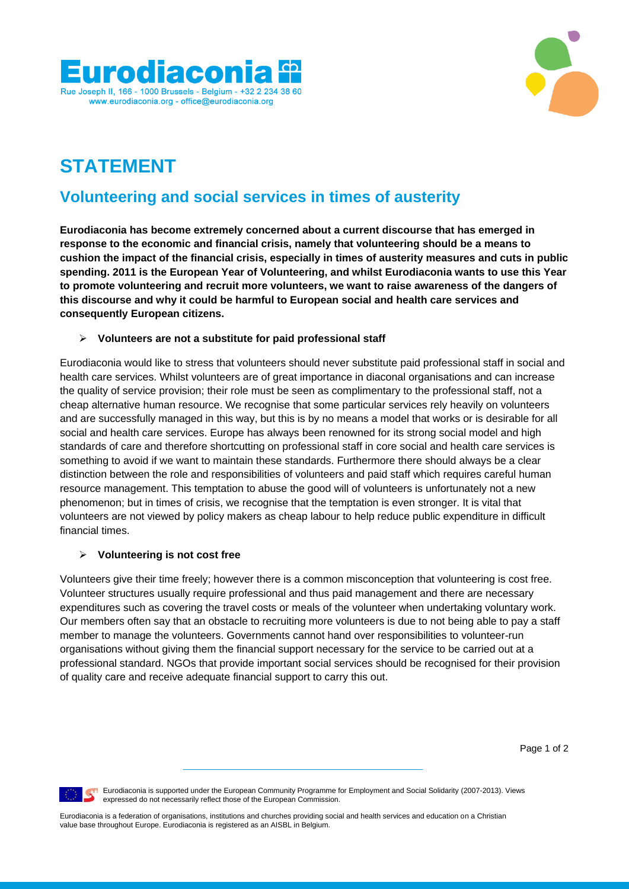# Eurodiaconia

Rue Joseph II, 166 - 1000 Brussels - Belgium - +32 2 234 38 60
www.eurodiaconia.org - office@eurodiaconia.org

# STATEMENT

## Volunteering and social services in times of austerity

**Eurodiaconia has become extremely concerned about a current discourse that has emerged in response to the economic and financial crisis, namely that volunteering should be a means to cushion the impact of the financial crisis, especially in times of austerity measures and cuts in public spending. 2011 is the European Year of Volunteering, and whilst Eurodiaconia wants to use this Year to promote volunteering and recruit more volunteers, we want to raise awareness of the dangers of this discourse and why it could be harmful to European social and health care services and consequently European citizens.**

- **Volunteers are not a substitute for paid professional staff**

Eurodiaconia would like to stress that volunteers should never substitute paid professional staff in social and health care services. Whilst volunteers are of great importance in diaconal organisations and can increase the quality of service provision; their role must be seen as complimentary to the professional staff, not a cheap alternative human resource. We recognise that some particular services rely heavily on volunteers and are successfully managed in this way, but this is by no means a model that works or is desirable for all social and health care services. Europe has always been renowned for its strong social model and high standards of care and therefore shortcutting on professional staff in core social and health care services is something to avoid if we want to maintain these standards. Furthermore there should always be a clear distinction between the role and responsibilities of volunteers and paid staff which requires careful human resource management. This temptation to abuse the good will of volunteers is unfortunately not a new phenomenon; but in times of crisis, we recognise that the temptation is even stronger. It is vital that volunteers are not viewed by policy makers as cheap labour to help reduce public expenditure in difficult financial times.

- **Volunteering is not cost free**

Volunteers give their time freely; however there is a common misconception that volunteering is cost free. Volunteer structures usually require professional and thus paid management and there are necessary expenditures such as covering the travel costs or meals of the volunteer when undertaking voluntary work. Our members often say that an obstacle to recruiting more volunteers is due to not being able to pay a staff member to manage the volunteers. Governments cannot hand over responsibilities to volunteer-run organisations without giving them the financial support necessary for the service to be carried out at a professional standard. NGOs that provide important social services should be recognised for their provision of quality care and receive adequate financial support to carry this out.

Eurodiaconia is supported under the European Community Programme for Employment and Social Solidarity (2007-2013). Views expressed do not necessarily reflect those of the European Commission.

Eurodiaconia is a federation of organisations, institutions and churches providing social and health services and education on a Christian value base throughout Europe. Eurodiaconia is registered as an AISBL in Belgium.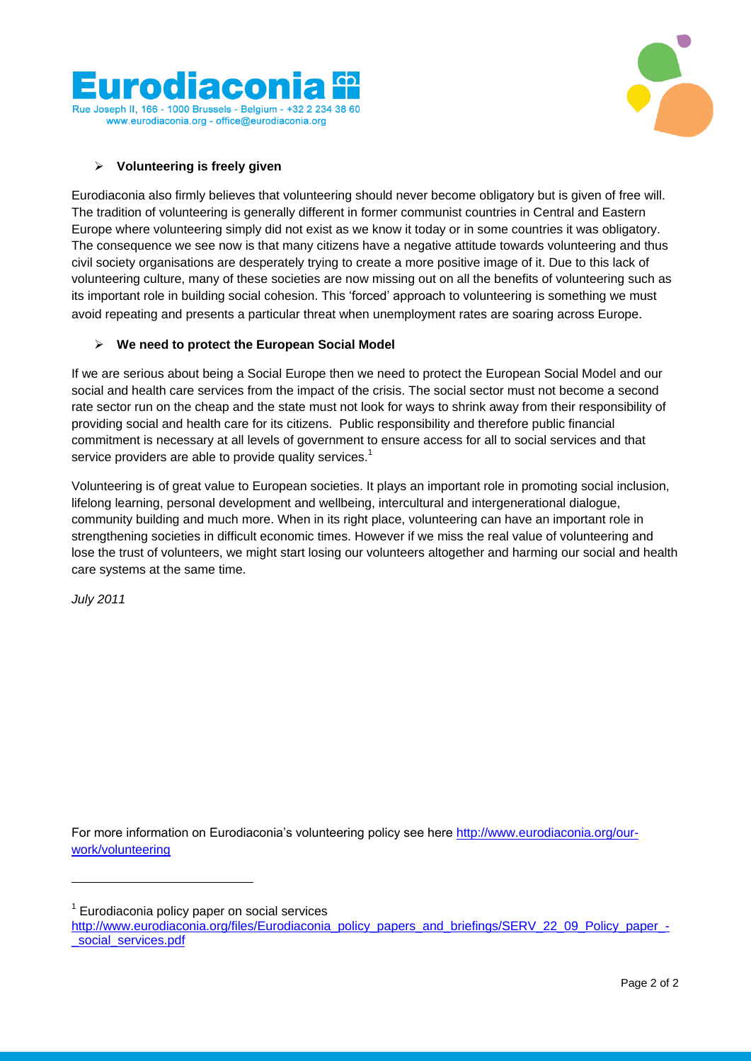- **Volunteering is freely given**

Eurodiaconia also firmly believes that volunteering should never become obligatory but is given of free will. The tradition of volunteering is generally different in former communist countries in Central and Eastern Europe where volunteering simply did not exist as we know it today or in some countries it was obligatory. The consequence we see now is that many citizens have a negative attitude towards volunteering and thus civil society organisations are desperately trying to create a more positive image of it. Due to this lack of volunteering culture, many of these societies are now missing out on all the benefits of volunteering such as its important role in building social cohesion. This 'forced' approach to volunteering is something we must avoid repeating and presents a particular threat when unemployment rates are soaring across Europe.

- **We need to protect the European Social Model**

If we are serious about being a Social Europe then we need to protect the European Social Model and our social and health care services from the impact of the crisis. The social sector must not become a second rate sector run on the cheap and the state must not look for ways to shrink away from their responsibility of providing social and health care for its citizens. Public responsibility and therefore public financial commitment is necessary at all levels of government to ensure access for all to social services and that service providers are able to provide quality services.[1]

Volunteering is of great value to European societies. It plays an important role in promoting social inclusion, lifelong learning, personal development and wellbeing, intercultural and intergenerational dialogue, community building and much more. When in its right place, volunteering can have an important role in strengthening societies in difficult economic times. However if we miss the real value of volunteering and lose the trust of volunteers, we might start losing our volunteers altogether and harming our social and health care systems at the same time.

*July 2011*

For more information on Eurodiaconia's volunteering policy see here http://www.eurodiaconia.org/our-work/volunteering

---

[1] Eurodiaconia policy paper on social services http://www.eurodiaconia.org/files/Eurodiaconia_policy_papers_and_briefings/SERV_22_09_Policy_paper_-_social_services.pdf